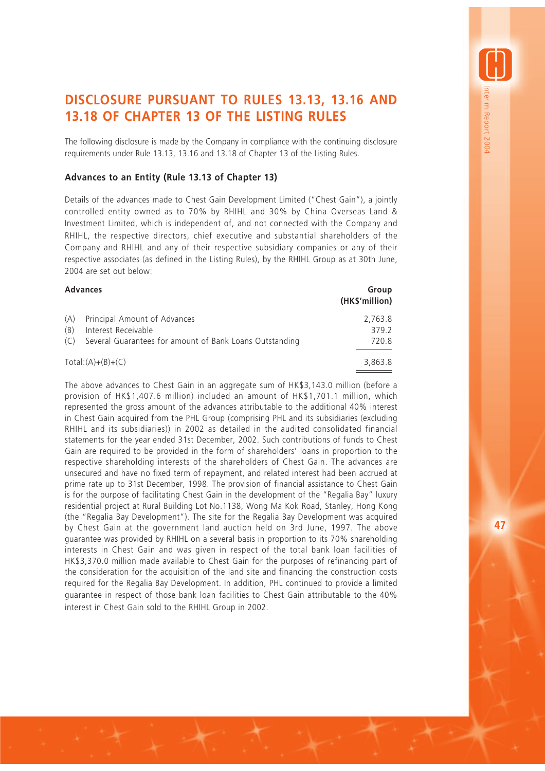# DISCLOSURE PURSUANT TO RULES 13.13, 13.16 AND 13.18 OF CHAPTER 13 OF THE LISTING RULES

The following disclosure is made by the Company in compliance with the continuing disclosure requirements under Rule 13.13, 13.16 and 13.18 of Chapter 13 of the Listing Rules.

### Advances to an Entity (Rule 13.13 of Chapter 13)

Details of the advances made to Chest Gain Development Limited ("Chest Gain"), a jointly controlled entity owned as to 70% by RHIHL and 30% by China Overseas Land & Investment Limited, which is independent of, and not connected with the Company and RHIHL, the respective directors, chief executive and substantial shareholders of the Company and RHIHL and any of their respective subsidiary companies or any of their respective associates (as defined in the Listing Rules), by the RHIHL Group as at 30th June, 2004 are set out below:

| **Advances** | **Group (HK$'million)** |
|---|---|
| (A) Principal Amount of Advances | 2,763.8 |
| (B) Interest Receivable | 379.2 |
| (C) Several Guarantees for amount of Bank Loans Outstanding | 720.8 |
| Total:(A)+(B)+(C) | 3,863.8 |

The above advances to Chest Gain in an aggregate sum of HK$3,143.0 million (before a provision of HK$1,407.6 million) included an amount of HK$1,701.1 million, which represented the gross amount of the advances attributable to the additional 40% interest in Chest Gain acquired from the PHL Group (comprising PHL and its subsidiaries (excluding RHIHL and its subsidiaries)) in 2002 as detailed in the audited consolidated financial statements for the year ended 31st December, 2002. Such contributions of funds to Chest Gain are required to be provided in the form of shareholders' loans in proportion to the respective shareholding interests of the shareholders of Chest Gain. The advances are unsecured and have no fixed term of repayment, and related interest had been accrued at prime rate up to 31st December, 1998. The provision of financial assistance to Chest Gain is for the purpose of facilitating Chest Gain in the development of the "Regalia Bay" luxury residential project at Rural Building Lot No.1138, Wong Ma Kok Road, Stanley, Hong Kong (the "Regalia Bay Development"). The site for the Regalia Bay Development was acquired by Chest Gain at the government land auction held on 3rd June, 1997. The above guarantee was provided by RHIHL on a several basis in proportion to its 70% shareholding interests in Chest Gain and was given in respect of the total bank loan facilities of HK$3,370.0 million made available to Chest Gain for the purposes of refinancing part of the consideration for the acquisition of the land site and financing the construction costs required for the Regalia Bay Development. In addition, PHL continued to provide a limited guarantee in respect of those bank loan facilities to Chest Gain attributable to the 40% interest in Chest Gain sold to the RHIHL Group in 2002.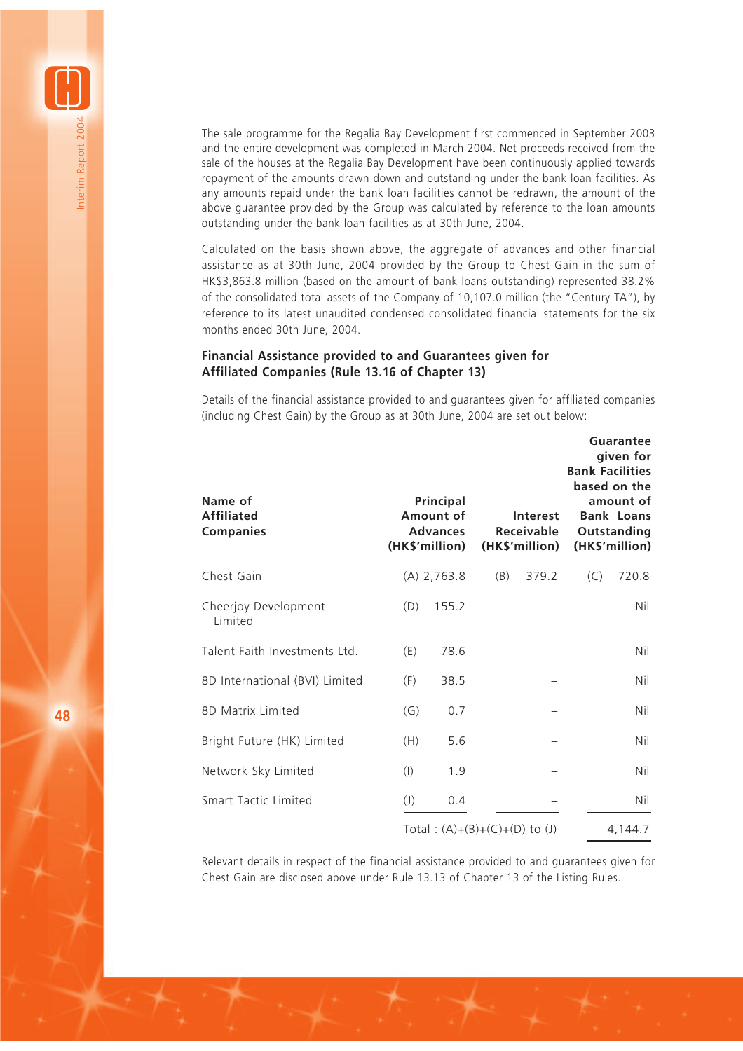The sale programme for the Regalia Bay Development first commenced in September 2003 and the entire development was completed in March 2004. Net proceeds received from the sale of the houses at the Regalia Bay Development have been continuously applied towards repayment of the amounts drawn down and outstanding under the bank loan facilities. As any amounts repaid under the bank loan facilities cannot be redrawn, the amount of the above guarantee provided by the Group was calculated by reference to the loan amounts outstanding under the bank loan facilities as at 30th June, 2004.

Calculated on the basis shown above, the aggregate of advances and other financial assistance as at 30th June, 2004 provided by the Group to Chest Gain in the sum of HK$3,863.8 million (based on the amount of bank loans outstanding) represented 38.2% of the consolidated total assets of the Company of 10,107.0 million (the "Century TA"), by reference to its latest unaudited condensed consolidated financial statements for the six months ended 30th June, 2004.

### Financial Assistance provided to and Guarantees given for Affiliated Companies (Rule 13.16 of Chapter 13)

Details of the financial assistance provided to and guarantees given for affiliated companies (including Chest Gain) by the Group as at 30th June, 2004 are set out below:

| Name of Affiliated Companies | Principal Amount of Advances (HK$'million) | Interest Receivable (HK$'million) | Guarantee given for Bank Facilities based on the amount of Bank Loans Outstanding (HK$'million) |
|---|---|---|---|
| Chest Gain | (A) 2,763.8 | (B) 379.2 | (C) 720.8 |
| Cheerjoy Development Limited | (D) 155.2 | – | Nil |
| Talent Faith Investments Ltd. | (E) 78.6 | – | Nil |
| 8D International (BVI) Limited | (F) 38.5 | – | Nil |
| 8D Matrix Limited | (G) 0.7 | – | Nil |
| Bright Future (HK) Limited | (H) 5.6 | – | Nil |
| Network Sky Limited | (I) 1.9 | – | Nil |
| Smart Tactic Limited | (J) 0.4 | – | Nil |
| | Total : (A)+(B)+(C)+(D) to (J) | | 4,144.7 |

Relevant details in respect of the financial assistance provided to and guarantees given for Chest Gain are disclosed above under Rule 13.13 of Chapter 13 of the Listing Rules.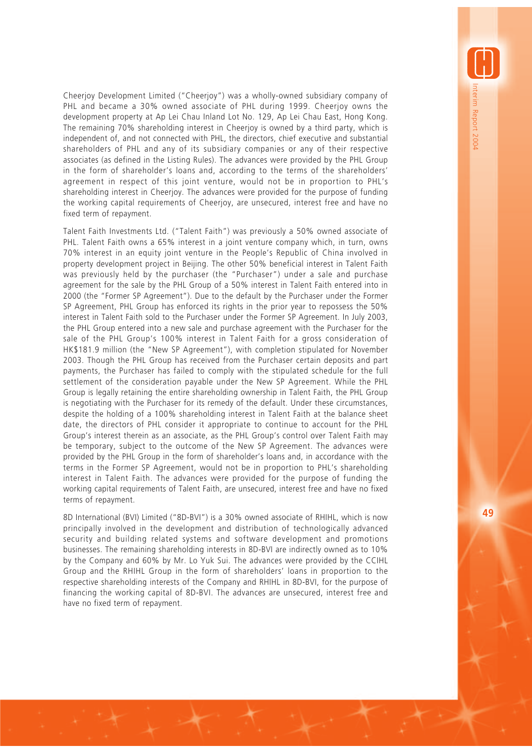Cheerjoy Development Limited ("Cheerjoy") was a wholly-owned subsidiary company of PHL and became a 30% owned associate of PHL during 1999. Cheerjoy owns the development property at Ap Lei Chau Inland Lot No. 129, Ap Lei Chau East, Hong Kong. The remaining 70% shareholding interest in Cheerjoy is owned by a third party, which is independent of, and not connected with PHL, the directors, chief executive and substantial shareholders of PHL and any of its subsidiary companies or any of their respective associates (as defined in the Listing Rules). The advances were provided by the PHL Group in the form of shareholder's loans and, according to the terms of the shareholders' agreement in respect of this joint venture, would not be in proportion to PHL's shareholding interest in Cheerjoy. The advances were provided for the purpose of funding the working capital requirements of Cheerjoy, are unsecured, interest free and have no fixed term of repayment.

Talent Faith Investments Ltd. ("Talent Faith") was previously a 50% owned associate of PHL. Talent Faith owns a 65% interest in a joint venture company which, in turn, owns 70% interest in an equity joint venture in the People's Republic of China involved in property development project in Beijing. The other 50% beneficial interest in Talent Faith was previously held by the purchaser (the "Purchaser") under a sale and purchase agreement for the sale by the PHL Group of a 50% interest in Talent Faith entered into in 2000 (the "Former SP Agreement"). Due to the default by the Purchaser under the Former SP Agreement, PHL Group has enforced its rights in the prior year to repossess the 50% interest in Talent Faith sold to the Purchaser under the Former SP Agreement. In July 2003, the PHL Group entered into a new sale and purchase agreement with the Purchaser for the sale of the PHL Group's 100% interest in Talent Faith for a gross consideration of HK$181.9 million (the "New SP Agreement"), with completion stipulated for November 2003. Though the PHL Group has received from the Purchaser certain deposits and part payments, the Purchaser has failed to comply with the stipulated schedule for the full settlement of the consideration payable under the New SP Agreement. While the PHL Group is legally retaining the entire shareholding ownership in Talent Faith, the PHL Group is negotiating with the Purchaser for its remedy of the default. Under these circumstances, despite the holding of a 100% shareholding interest in Talent Faith at the balance sheet date, the directors of PHL consider it appropriate to continue to account for the PHL Group's interest therein as an associate, as the PHL Group's control over Talent Faith may be temporary, subject to the outcome of the New SP Agreement. The advances were provided by the PHL Group in the form of shareholder's loans and, in accordance with the terms in the Former SP Agreement, would not be in proportion to PHL's shareholding interest in Talent Faith. The advances were provided for the purpose of funding the working capital requirements of Talent Faith, are unsecured, interest free and have no fixed terms of repayment.

8D International (BVI) Limited ("8D-BVI") is a 30% owned associate of RHIHL, which is now principally involved in the development and distribution of technologically advanced security and building related systems and software development and promotions businesses. The remaining shareholding interests in 8D-BVI are indirectly owned as to 10% by the Company and 60% by Mr. Lo Yuk Sui. The advances were provided by the CCIHL Group and the RHIHL Group in the form of shareholders' loans in proportion to the respective shareholding interests of the Company and RHIHL in 8D-BVI, for the purpose of financing the working capital of 8D-BVI. The advances are unsecured, interest free and have no fixed term of repayment.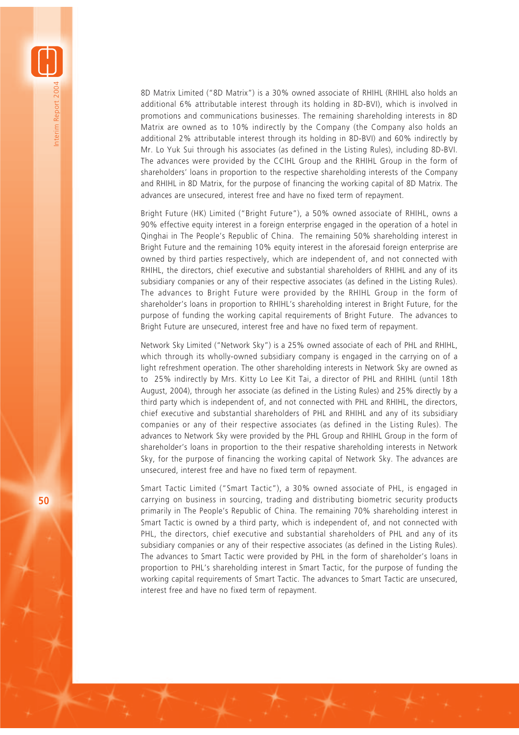8D Matrix Limited ("8D Matrix") is a 30% owned associate of RHIHL (RHIHL also holds an additional 6% attributable interest through its holding in 8D-BVI), which is involved in promotions and communications businesses. The remaining shareholding interests in 8D Matrix are owned as to 10% indirectly by the Company (the Company also holds an additional 2% attributable interest through its holding in 8D-BVI) and 60% indirectly by Mr. Lo Yuk Sui through his associates (as defined in the Listing Rules), including 8D-BVI. The advances were provided by the CCIHL Group and the RHIHL Group in the form of shareholders' loans in proportion to the respective shareholding interests of the Company and RHIHL in 8D Matrix, for the purpose of financing the working capital of 8D Matrix. The advances are unsecured, interest free and have no fixed term of repayment.

Bright Future (HK) Limited ("Bright Future"), a 50% owned associate of RHIHL, owns a 90% effective equity interest in a foreign enterprise engaged in the operation of a hotel in Qinghai in The People's Republic of China. The remaining 50% shareholding interest in Bright Future and the remaining 10% equity interest in the aforesaid foreign enterprise are owned by third parties respectively, which are independent of, and not connected with RHIHL, the directors, chief executive and substantial shareholders of RHIHL and any of its subsidiary companies or any of their respective associates (as defined in the Listing Rules). The advances to Bright Future were provided by the RHIHL Group in the form of shareholder's loans in proportion to RHIHL's shareholding interest in Bright Future, for the purpose of funding the working capital requirements of Bright Future. The advances to Bright Future are unsecured, interest free and have no fixed term of repayment.

Network Sky Limited ("Network Sky") is a 25% owned associate of each of PHL and RHIHL, which through its wholly-owned subsidiary company is engaged in the carrying on of a light refreshment operation. The other shareholding interests in Network Sky are owned as to 25% indirectly by Mrs. Kitty Lo Lee Kit Tai, a director of PHL and RHIHL (until 18th August, 2004), through her associate (as defined in the Listing Rules) and 25% directly by a third party which is independent of, and not connected with PHL and RHIHL, the directors, chief executive and substantial shareholders of PHL and RHIHL and any of its subsidiary companies or any of their respective associates (as defined in the Listing Rules). The advances to Network Sky were provided by the PHL Group and RHIHL Group in the form of shareholder's loans in proportion to the their respative shareholding interests in Network Sky, for the purpose of financing the working capital of Network Sky. The advances are unsecured, interest free and have no fixed term of repayment.

Smart Tactic Limited ("Smart Tactic"), a 30% owned associate of PHL, is engaged in carrying on business in sourcing, trading and distributing biometric security products primarily in The People's Republic of China. The remaining 70% shareholding interest in Smart Tactic is owned by a third party, which is independent of, and not connected with PHL, the directors, chief executive and substantial shareholders of PHL and any of its subsidiary companies or any of their respective associates (as defined in the Listing Rules). The advances to Smart Tactic were provided by PHL in the form of shareholder's loans in proportion to PHL's shareholding interest in Smart Tactic, for the purpose of funding the working capital requirements of Smart Tactic. The advances to Smart Tactic are unsecured, interest free and have no fixed term of repayment.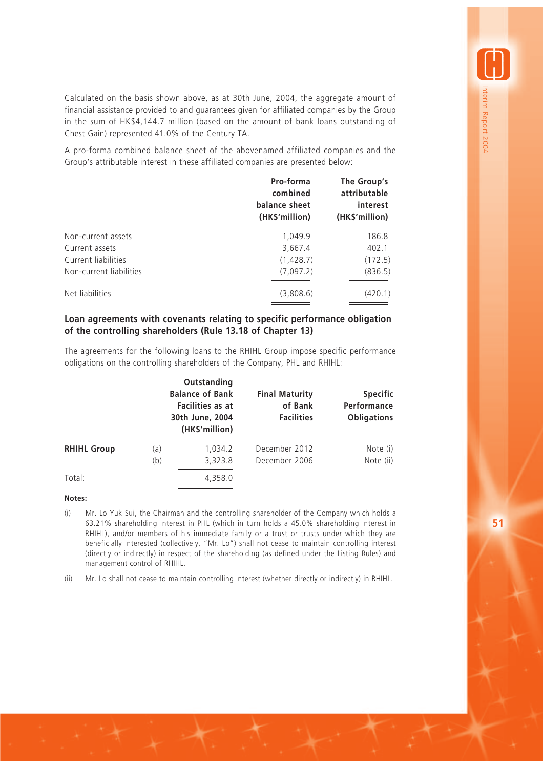Calculated on the basis shown above, as at 30th June, 2004, the aggregate amount of financial assistance provided to and guarantees given for affiliated companies by the Group in the sum of HK$4,144.7 million (based on the amount of bank loans outstanding of Chest Gain) represented 41.0% of the Century TA.

A pro-forma combined balance sheet of the abovenamed affiliated companies and the Group's attributable interest in these affiliated companies are presented below:

| | Pro-forma combined balance sheet (HK$'million) | The Group's attributable interest (HK$'million) |
|---|---|---|
| Non-current assets | 1,049.9 | 186.8 |
| Current assets | 3,667.4 | 402.1 |
| Current liabilities | (1,428.7) | (172.5) |
| Non-current liabilities | (7,097.2) | (836.5) |
| Net liabilities | (3,808.6) | (420.1) |

## Loan agreements with covenants relating to specific performance obligation of the controlling shareholders (Rule 13.18 of Chapter 13)

The agreements for the following loans to the RHIHL Group impose specific performance obligations on the controlling shareholders of the Company, PHL and RHIHL:

| | | Outstanding Balance of Bank Facilities as at 30th June, 2004 (HK$'million) | Final Maturity of Bank Facilities | Specific Performance Obligations |
|---|---|---|---|---|
| **RHIHL Group** | (a) | 1,034.2 | December 2012 | Note (i) |
| | (b) | 3,323.8 | December 2006 | Note (ii) |
| Total: | | 4,358.0 | | |

**Notes:**

(i) Mr. Lo Yuk Sui, the Chairman and the controlling shareholder of the Company which holds a 63.21% shareholding interest in PHL (which in turn holds a 45.0% shareholding interest in RHIHL), and/or members of his immediate family or a trust or trusts under which they are beneficially interested (collectively, "Mr. Lo") shall not cease to maintain controlling interest (directly or indirectly) in respect of the shareholding (as defined under the Listing Rules) and management control of RHIHL.

(ii) Mr. Lo shall not cease to maintain controlling interest (whether directly or indirectly) in RHIHL.